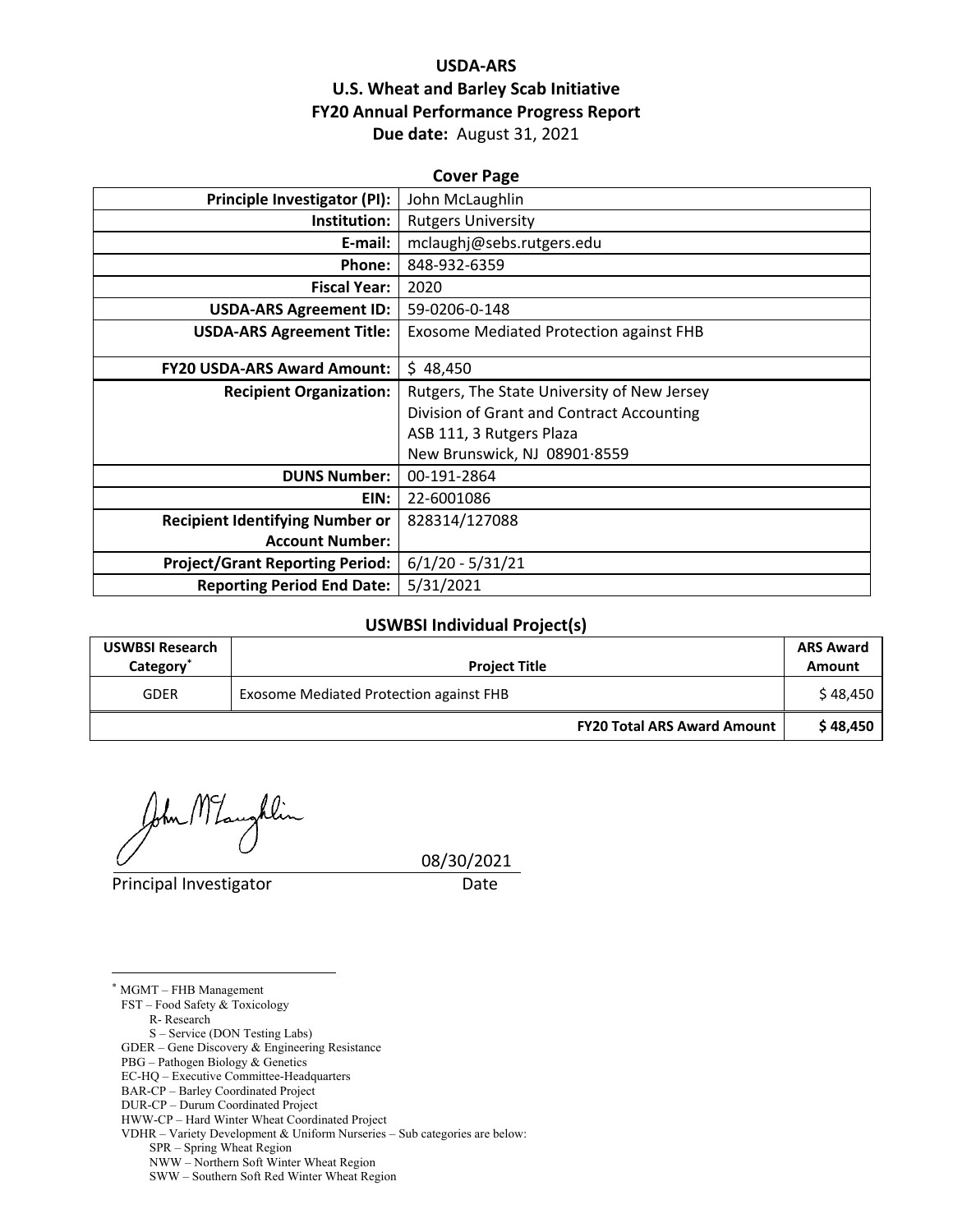# USDA-ARS
# U.S. Wheat and Barley Scab Initiative
# FY20 Annual Performance Progress Report

**Due date:** August 31, 2021

## Cover Page

| | |
|---|---|
| **Principle Investigator (PI):** | John McLaughlin |
| **Institution:** | Rutgers University |
| **E-mail:** | mclaughj@sebs.rutgers.edu |
| **Phone:** | 848-932-6359 |
| **Fiscal Year:** | 2020 |
| **USDA-ARS Agreement ID:** | 59-0206-0-148 |
| **USDA-ARS Agreement Title:** | Exosome Mediated Protection against FHB |
| **FY20 USDA-ARS Award Amount:** | $ 48,450 |
| **Recipient Organization:** | Rutgers, The State University of New Jersey<br>Division of Grant and Contract Accounting<br>ASB 111, 3 Rutgers Plaza<br>New Brunswick, NJ 08901·8559 |
| **DUNS Number:** | 00-191-2864 |
| **EIN:** | 22-6001086 |
| **Recipient Identifying Number or Account Number:** | 828314/127088 |
| **Project/Grant Reporting Period:** | 6/1/20 - 5/31/21 |
| **Reporting Period End Date:** | 5/31/2021 |

## USWBSI Individual Project(s)

| USWBSI Research Category* | Project Title | ARS Award Amount |
|---|---|---|
| GDER | Exosome Mediated Protection against FHB | $ 48,450 |
| | **FY20 Total ARS Award Amount** | **$ 48,450** |

John McLaughlin

Principal Investigator 08/30/2021
Date

---

* MGMT – FHB Management
FST – Food Safety & Toxicology
R- Research
S – Service (DON Testing Labs)
GDER – Gene Discovery & Engineering Resistance
PBG – Pathogen Biology & Genetics
EC-HQ – Executive Committee-Headquarters
BAR-CP – Barley Coordinated Project
DUR-CP – Durum Coordinated Project
HWW-CP – Hard Winter Wheat Coordinated Project
VDHR – Variety Development & Uniform Nurseries – Sub categories are below:
SPR – Spring Wheat Region
NWW – Northern Soft Winter Wheat Region
SWW – Southern Soft Red Winter Wheat Region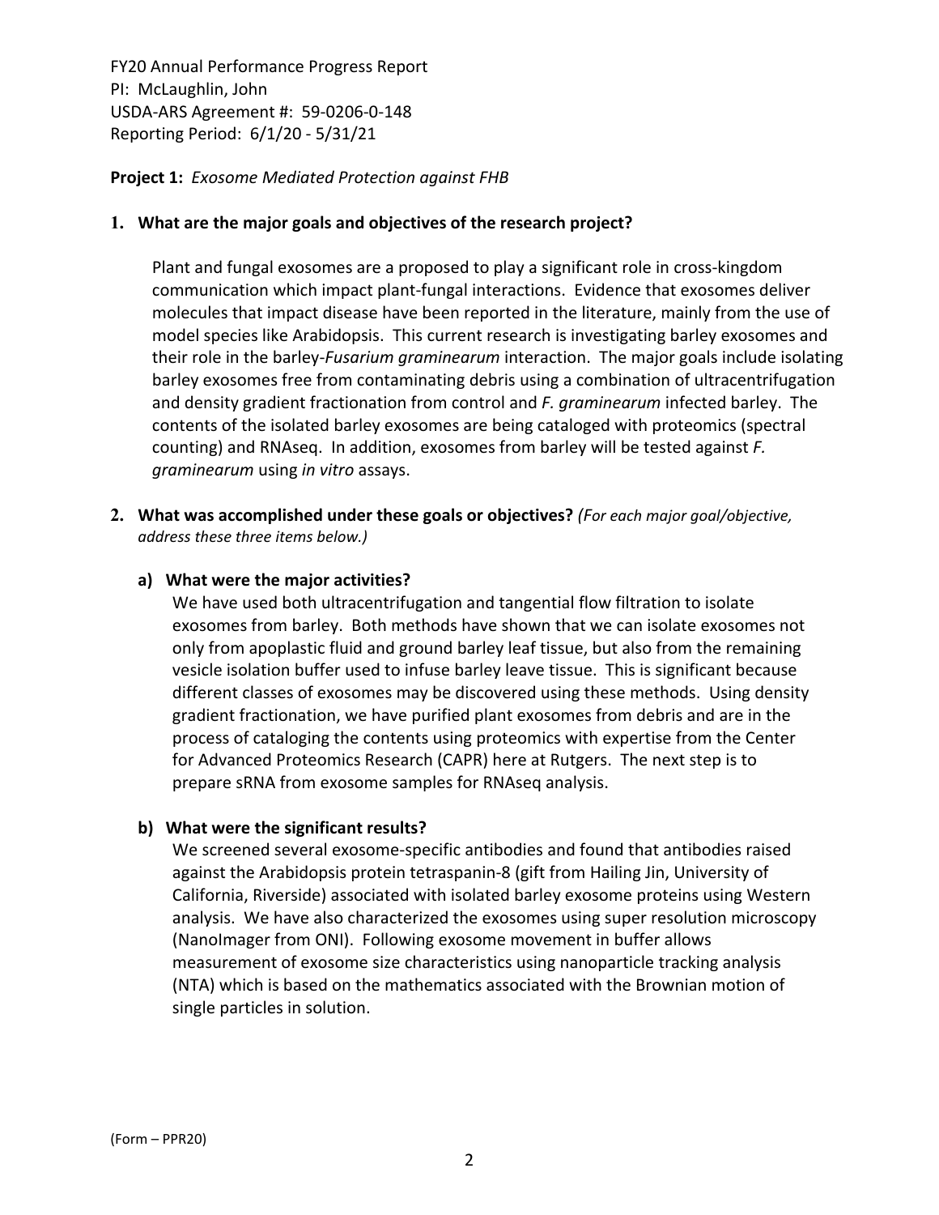FY20 Annual Performance Progress Report
PI: McLaughlin, John
USDA-ARS Agreement #: 59-0206-0-148
Reporting Period: 6/1/20 - 5/31/21

**Project 1:** *Exosome Mediated Protection against FHB*

**1. What are the major goals and objectives of the research project?**

Plant and fungal exosomes are a proposed to play a significant role in cross-kingdom communication which impact plant-fungal interactions. Evidence that exosomes deliver molecules that impact disease have been reported in the literature, mainly from the use of model species like Arabidopsis. This current research is investigating barley exosomes and their role in the barley-*Fusarium graminearum* interaction. The major goals include isolating barley exosomes free from contaminating debris using a combination of ultracentrifugation and density gradient fractionation from control and *F. graminearum* infected barley. The contents of the isolated barley exosomes are being cataloged with proteomics (spectral counting) and RNAseq. In addition, exosomes from barley will be tested against *F. graminearum* using *in vitro* assays.

**2. What was accomplished under these goals or objectives?** *(For each major goal/objective, address these three items below.)*

**a) What were the major activities?**

We have used both ultracentrifugation and tangential flow filtration to isolate exosomes from barley. Both methods have shown that we can isolate exosomes not only from apoplastic fluid and ground barley leaf tissue, but also from the remaining vesicle isolation buffer used to infuse barley leave tissue. This is significant because different classes of exosomes may be discovered using these methods. Using density gradient fractionation, we have purified plant exosomes from debris and are in the process of cataloging the contents using proteomics with expertise from the Center for Advanced Proteomics Research (CAPR) here at Rutgers. The next step is to prepare sRNA from exosome samples for RNAseq analysis.

**b) What were the significant results?**

We screened several exosome-specific antibodies and found that antibodies raised against the Arabidopsis protein tetraspanin-8 (gift from Hailing Jin, University of California, Riverside) associated with isolated barley exosome proteins using Western analysis. We have also characterized the exosomes using super resolution microscopy (NanoImager from ONI). Following exosome movement in buffer allows measurement of exosome size characteristics using nanoparticle tracking analysis (NTA) which is based on the mathematics associated with the Brownian motion of single particles in solution.

(Form – PPR20)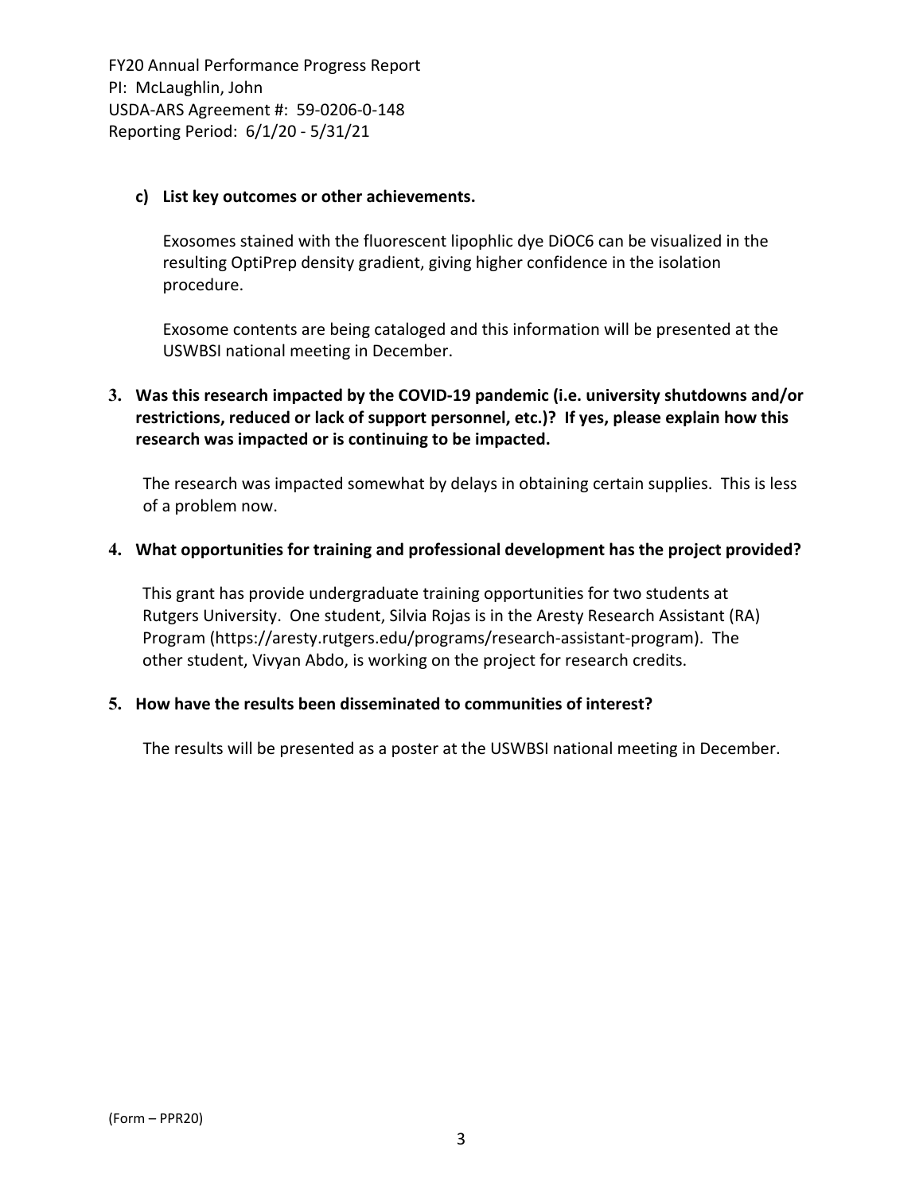**c) List key outcomes or other achievements.**

Exosomes stained with the fluorescent lipophlic dye DiOC6 can be visualized in the resulting OptiPrep density gradient, giving higher confidence in the isolation procedure.

Exosome contents are being cataloged and this information will be presented at the USWBSI national meeting in December.

**3. Was this research impacted by the COVID-19 pandemic (i.e. university shutdowns and/or restrictions, reduced or lack of support personnel, etc.)? If yes, please explain how this research was impacted or is continuing to be impacted.**

The research was impacted somewhat by delays in obtaining certain supplies. This is less of a problem now.

**4. What opportunities for training and professional development has the project provided?**

This grant has provide undergraduate training opportunities for two students at Rutgers University. One student, Silvia Rojas is in the Aresty Research Assistant (RA) Program (https://aresty.rutgers.edu/programs/research-assistant-program). The other student, Vivyan Abdo, is working on the project for research credits.

**5. How have the results been disseminated to communities of interest?**

The results will be presented as a poster at the USWBSI national meeting in December.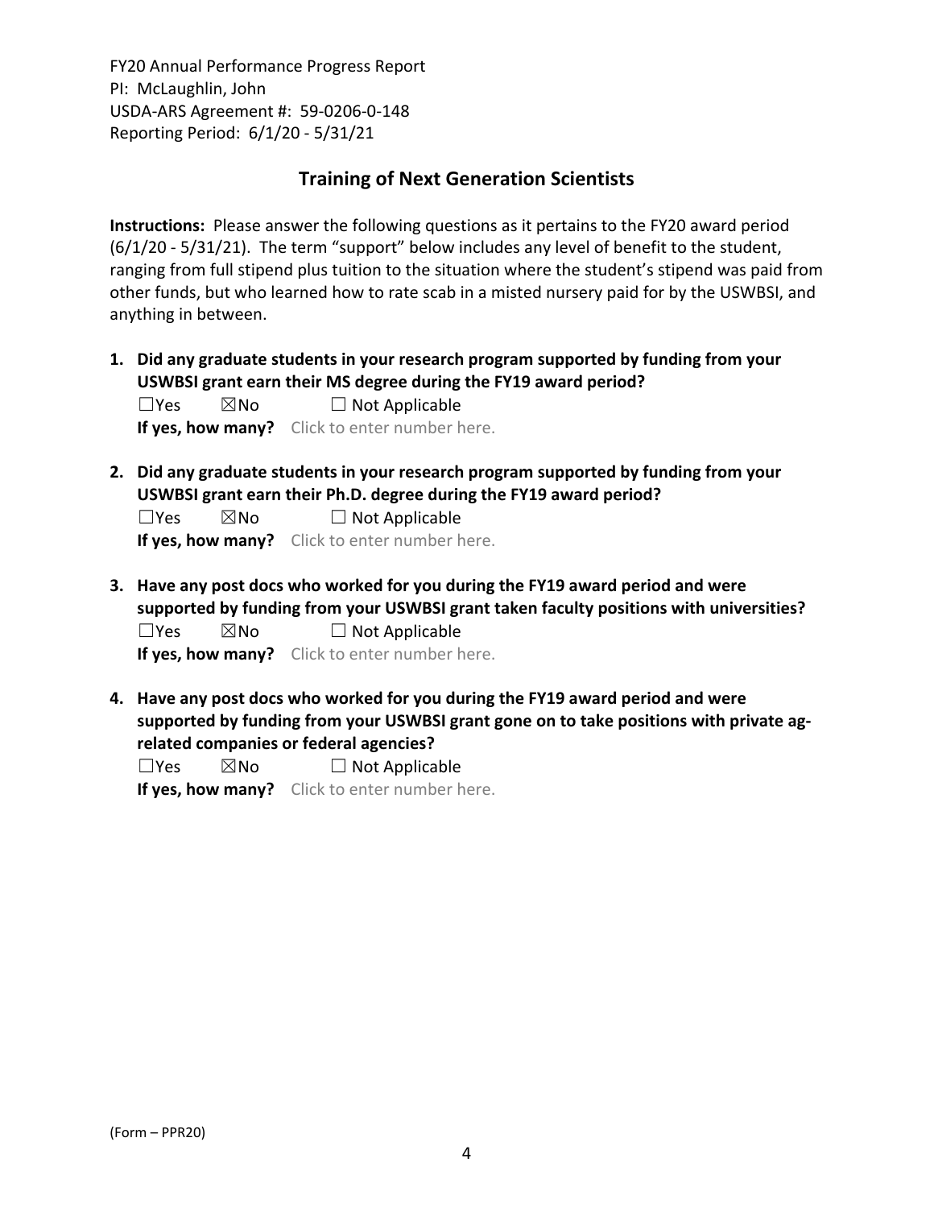FY20 Annual Performance Progress Report
PI: McLaughlin, John
USDA-ARS Agreement #: 59-0206-0-148
Reporting Period: 6/1/20 - 5/31/21

## Training of Next Generation Scientists

**Instructions:** Please answer the following questions as it pertains to the FY20 award period (6/1/20 - 5/31/21). The term "support" below includes any level of benefit to the student, ranging from full stipend plus tuition to the situation where the student's stipend was paid from other funds, but who learned how to rate scab in a misted nursery paid for by the USWBSI, and anything in between.

1. **Did any graduate students in your research program supported by funding from your USWBSI grant earn their MS degree during the FY19 award period?**
   ☐Yes ☒No ☐ Not Applicable
   **If yes, how many?** Click to enter number here.

2. **Did any graduate students in your research program supported by funding from your USWBSI grant earn their Ph.D. degree during the FY19 award period?**
   ☐Yes ☒No ☐ Not Applicable
   **If yes, how many?** Click to enter number here.

3. **Have any post docs who worked for you during the FY19 award period and were supported by funding from your USWBSI grant taken faculty positions with universities?**
   ☐Yes ☒No ☐ Not Applicable
   **If yes, how many?** Click to enter number here.

4. **Have any post docs who worked for you during the FY19 award period and were supported by funding from your USWBSI grant gone on to take positions with private ag-related companies or federal agencies?**
   ☐Yes ☒No ☐ Not Applicable
   **If yes, how many?** Click to enter number here.

(Form – PPR20)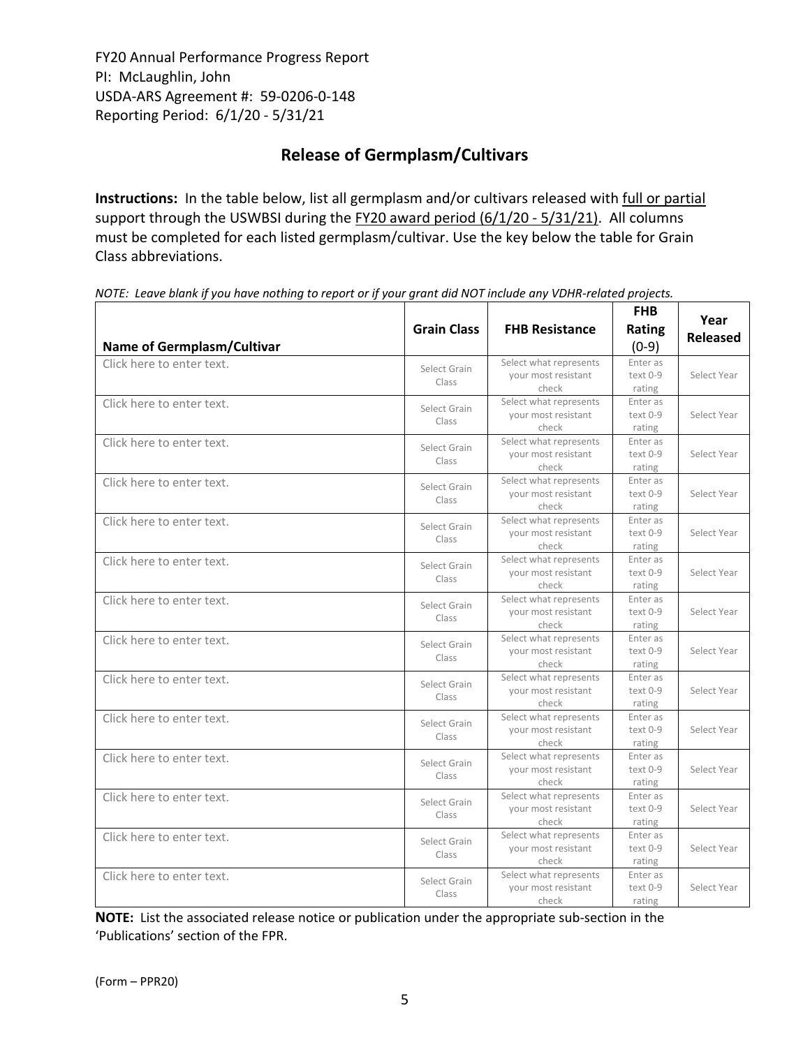FY20 Annual Performance Progress Report
PI: McLaughlin, John
USDA-ARS Agreement #: 59-0206-0-148
Reporting Period: 6/1/20 - 5/31/21

## Release of Germplasm/Cultivars

**Instructions:** In the table below, list all germplasm and/or cultivars released with full or partial support through the USWBSI during the FY20 award period (6/1/20 - 5/31/21). All columns must be completed for each listed germplasm/cultivar. Use the key below the table for Grain Class abbreviations.

*NOTE: Leave blank if you have nothing to report or if your grant did NOT include any VDHR-related projects.*

| Name of Germplasm/Cultivar | Grain Class | FHB Resistance | FHB Rating (0-9) | Year Released |
|---|---|---|---|---|
| Click here to enter text. | Select Grain Class | Select what represents your most resistant check | Enter as text 0-9 rating | Select Year |
| Click here to enter text. | Select Grain Class | Select what represents your most resistant check | Enter as text 0-9 rating | Select Year |
| Click here to enter text. | Select Grain Class | Select what represents your most resistant check | Enter as text 0-9 rating | Select Year |
| Click here to enter text. | Select Grain Class | Select what represents your most resistant check | Enter as text 0-9 rating | Select Year |
| Click here to enter text. | Select Grain Class | Select what represents your most resistant check | Enter as text 0-9 rating | Select Year |
| Click here to enter text. | Select Grain Class | Select what represents your most resistant check | Enter as text 0-9 rating | Select Year |
| Click here to enter text. | Select Grain Class | Select what represents your most resistant check | Enter as text 0-9 rating | Select Year |
| Click here to enter text. | Select Grain Class | Select what represents your most resistant check | Enter as text 0-9 rating | Select Year |
| Click here to enter text. | Select Grain Class | Select what represents your most resistant check | Enter as text 0-9 rating | Select Year |
| Click here to enter text. | Select Grain Class | Select what represents your most resistant check | Enter as text 0-9 rating | Select Year |
| Click here to enter text. | Select Grain Class | Select what represents your most resistant check | Enter as text 0-9 rating | Select Year |
| Click here to enter text. | Select Grain Class | Select what represents your most resistant check | Enter as text 0-9 rating | Select Year |
| Click here to enter text. | Select Grain Class | Select what represents your most resistant check | Enter as text 0-9 rating | Select Year |
| Click here to enter text. | Select Grain Class | Select what represents your most resistant check | Enter as text 0-9 rating | Select Year |

**NOTE:** List the associated release notice or publication under the appropriate sub-section in the 'Publications' section of the FPR.

(Form – PPR20)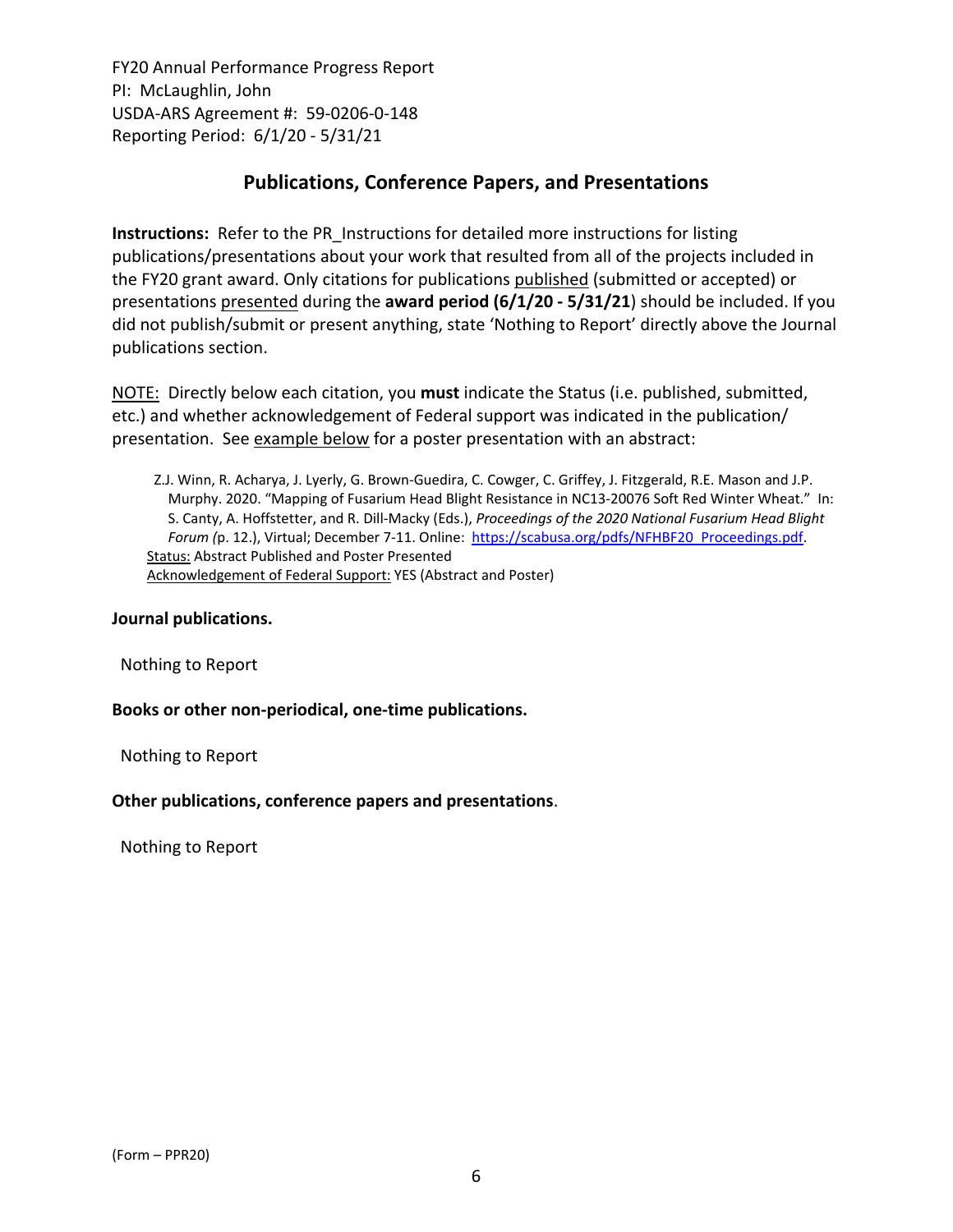FY20 Annual Performance Progress Report
PI: McLaughlin, John
USDA-ARS Agreement #: 59-0206-0-148
Reporting Period: 6/1/20 - 5/31/21

## Publications, Conference Papers, and Presentations

**Instructions:** Refer to the PR_Instructions for detailed more instructions for listing publications/presentations about your work that resulted from all of the projects included in the FY20 grant award. Only citations for publications published (submitted or accepted) or presentations presented during the **award period (6/1/20 - 5/31/21**) should be included. If you did not publish/submit or present anything, state 'Nothing to Report' directly above the Journal publications section.

NOTE: Directly below each citation, you **must** indicate the Status (i.e. published, submitted, etc.) and whether acknowledgement of Federal support was indicated in the publication/ presentation. See example below for a poster presentation with an abstract:

Z.J. Winn, R. Acharya, J. Lyerly, G. Brown-Guedira, C. Cowger, C. Griffey, J. Fitzgerald, R.E. Mason and J.P. Murphy. 2020. "Mapping of Fusarium Head Blight Resistance in NC13-20076 Soft Red Winter Wheat." In: S. Canty, A. Hoffstetter, and R. Dill-Macky (Eds.), *Proceedings of the 2020 National Fusarium Head Blight Forum (*p. 12.), Virtual; December 7-11. Online: https://scabusa.org/pdfs/NFHBF20_Proceedings.pdf.
Status: Abstract Published and Poster Presented
Acknowledgement of Federal Support: YES (Abstract and Poster)

**Journal publications.**

Nothing to Report

**Books or other non-periodical, one-time publications.**

Nothing to Report

**Other publications, conference papers and presentations**.

Nothing to Report

(Form – PPR20)